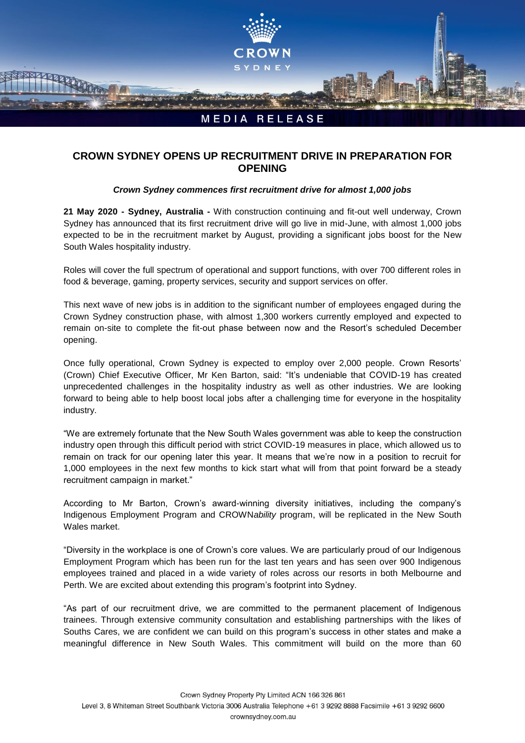CROWN SYDNEY

MEDIA RELEASE

# CROWN SYDNEY OPENS UP RECRUITMENT DRIVE IN PREPARATION FOR OPENING

***Crown Sydney commences first recruitment drive for almost 1,000 jobs***

**21 May 2020 - Sydney, Australia -** With construction continuing and fit-out well underway, Crown Sydney has announced that its first recruitment drive will go live in mid-June, with almost 1,000 jobs expected to be in the recruitment market by August, providing a significant jobs boost for the New South Wales hospitality industry.

Roles will cover the full spectrum of operational and support functions, with over 700 different roles in food & beverage, gaming, property services, security and support services on offer.

This next wave of new jobs is in addition to the significant number of employees engaged during the Crown Sydney construction phase, with almost 1,300 workers currently employed and expected to remain on-site to complete the fit-out phase between now and the Resort's scheduled December opening.

Once fully operational, Crown Sydney is expected to employ over 2,000 people. Crown Resorts' (Crown) Chief Executive Officer, Mr Ken Barton, said: "It's undeniable that COVID-19 has created unprecedented challenges in the hospitality industry as well as other industries. We are looking forward to being able to help boost local jobs after a challenging time for everyone in the hospitality industry.

"We are extremely fortunate that the New South Wales government was able to keep the construction industry open through this difficult period with strict COVID-19 measures in place, which allowed us to remain on track for our opening later this year. It means that we're now in a position to recruit for 1,000 employees in the next few months to kick start what will from that point forward be a steady recruitment campaign in market."

According to Mr Barton, Crown's award-winning diversity initiatives, including the company's Indigenous Employment Program and CROWN*ability* program, will be replicated in the New South Wales market.

"Diversity in the workplace is one of Crown's core values. We are particularly proud of our Indigenous Employment Program which has been run for the last ten years and has seen over 900 Indigenous employees trained and placed in a wide variety of roles across our resorts in both Melbourne and Perth. We are excited about extending this program's footprint into Sydney.

"As part of our recruitment drive, we are committed to the permanent placement of Indigenous trainees. Through extensive community consultation and establishing partnerships with the likes of Souths Cares, we are confident we can build on this program's success in other states and make a meaningful difference in New South Wales. This commitment will build on the more than 60

Crown Sydney Property Pty Limited ACN 166 326 861
Level 3, 8 Whiteman Street Southbank Victoria 3006 Australia Telephone +61 3 9292 8888 Facsimile +61 3 9292 6600
crownsydney.com.au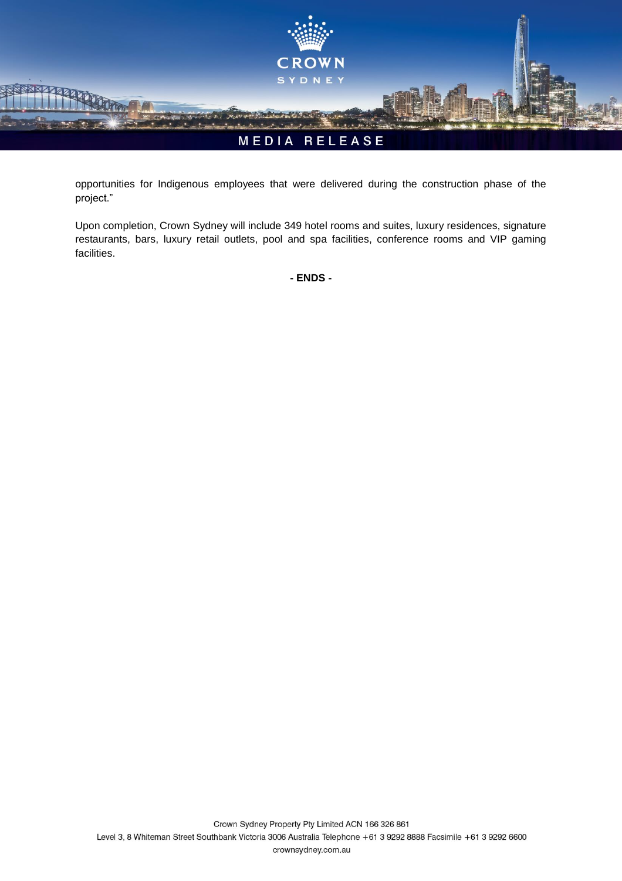opportunities for Indigenous employees that were delivered during the construction phase of the project."

Upon completion, Crown Sydney will include 349 hotel rooms and suites, luxury residences, signature restaurants, bars, luxury retail outlets, pool and spa facilities, conference rooms and VIP gaming facilities.

**- ENDS -**